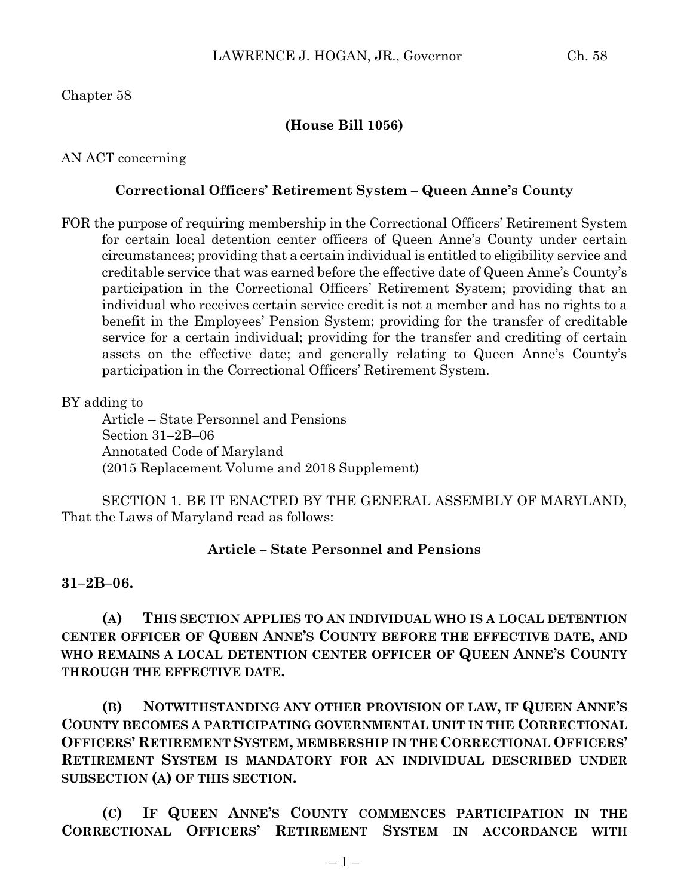Chapter 58

**(House Bill 1056)**

AN ACT concerning

**Correctional Officers' Retirement System – Queen Anne's County**

FOR the purpose of requiring membership in the Correctional Officers' Retirement System for certain local detention center officers of Queen Anne's County under certain circumstances; providing that a certain individual is entitled to eligibility service and creditable service that was earned before the effective date of Queen Anne's County's participation in the Correctional Officers' Retirement System; providing that an individual who receives certain service credit is not a member and has no rights to a benefit in the Employees' Pension System; providing for the transfer of creditable service for a certain individual; providing for the transfer and crediting of certain assets on the effective date; and generally relating to Queen Anne's County's participation in the Correctional Officers' Retirement System.

BY adding to
Article – State Personnel and Pensions
Section 31–2B–06
Annotated Code of Maryland
(2015 Replacement Volume and 2018 Supplement)

SECTION 1. BE IT ENACTED BY THE GENERAL ASSEMBLY OF MARYLAND, That the Laws of Maryland read as follows:

**Article – State Personnel and Pensions**

**31–2B–06.**

**(A) THIS SECTION APPLIES TO AN INDIVIDUAL WHO IS A LOCAL DETENTION CENTER OFFICER OF QUEEN ANNE'S COUNTY BEFORE THE EFFECTIVE DATE, AND WHO REMAINS A LOCAL DETENTION CENTER OFFICER OF QUEEN ANNE'S COUNTY THROUGH THE EFFECTIVE DATE.**

**(B) NOTWITHSTANDING ANY OTHER PROVISION OF LAW, IF QUEEN ANNE'S COUNTY BECOMES A PARTICIPATING GOVERNMENTAL UNIT IN THE CORRECTIONAL OFFICERS' RETIREMENT SYSTEM, MEMBERSHIP IN THE CORRECTIONAL OFFICERS' RETIREMENT SYSTEM IS MANDATORY FOR AN INDIVIDUAL DESCRIBED UNDER SUBSECTION (A) OF THIS SECTION.**

**(C) IF QUEEN ANNE'S COUNTY COMMENCES PARTICIPATION IN THE CORRECTIONAL OFFICERS' RETIREMENT SYSTEM IN ACCORDANCE WITH**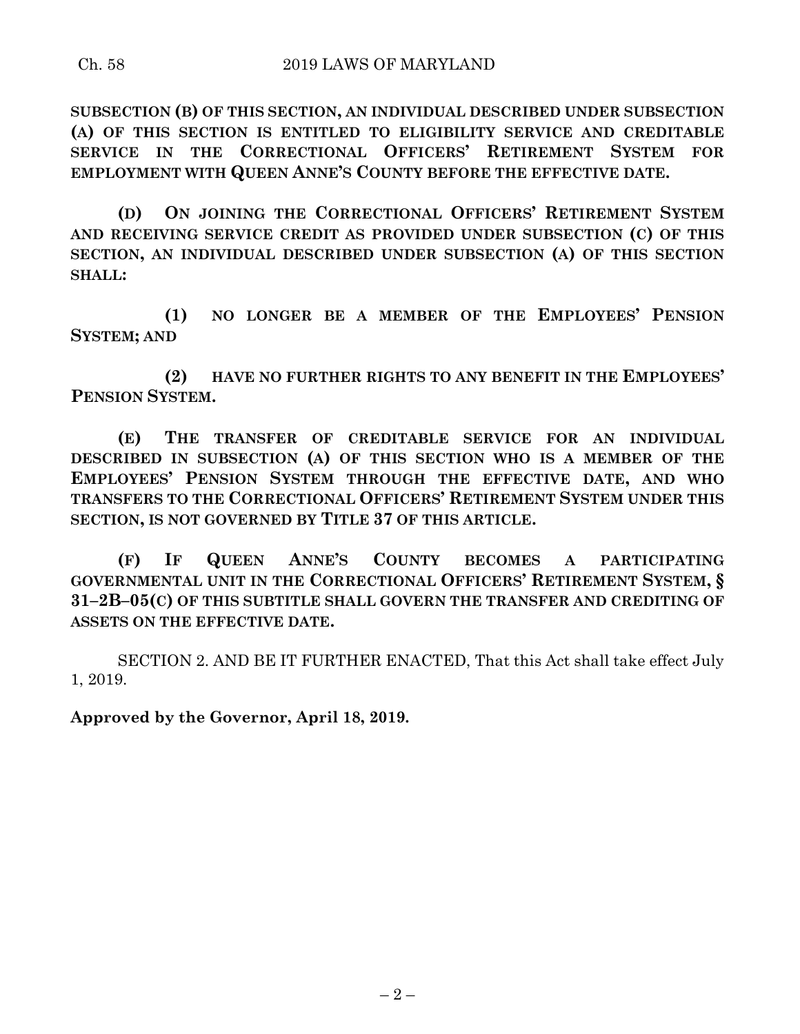**SUBSECTION (B) OF THIS SECTION, AN INDIVIDUAL DESCRIBED UNDER SUBSECTION (A) OF THIS SECTION IS ENTITLED TO ELIGIBILITY SERVICE AND CREDITABLE SERVICE IN THE CORRECTIONAL OFFICERS' RETIREMENT SYSTEM FOR EMPLOYMENT WITH QUEEN ANNE'S COUNTY BEFORE THE EFFECTIVE DATE.**

**(D) ON JOINING THE CORRECTIONAL OFFICERS' RETIREMENT SYSTEM AND RECEIVING SERVICE CREDIT AS PROVIDED UNDER SUBSECTION (C) OF THIS SECTION, AN INDIVIDUAL DESCRIBED UNDER SUBSECTION (A) OF THIS SECTION SHALL:**

**(1) NO LONGER BE A MEMBER OF THE EMPLOYEES' PENSION SYSTEM; AND**

**(2) HAVE NO FURTHER RIGHTS TO ANY BENEFIT IN THE EMPLOYEES' PENSION SYSTEM.**

**(E) THE TRANSFER OF CREDITABLE SERVICE FOR AN INDIVIDUAL DESCRIBED IN SUBSECTION (A) OF THIS SECTION WHO IS A MEMBER OF THE EMPLOYEES' PENSION SYSTEM THROUGH THE EFFECTIVE DATE, AND WHO TRANSFERS TO THE CORRECTIONAL OFFICERS' RETIREMENT SYSTEM UNDER THIS SECTION, IS NOT GOVERNED BY TITLE 37 OF THIS ARTICLE.**

**(F) IF QUEEN ANNE'S COUNTY BECOMES A PARTICIPATING GOVERNMENTAL UNIT IN THE CORRECTIONAL OFFICERS' RETIREMENT SYSTEM, § 31–2B–05(C) OF THIS SUBTITLE SHALL GOVERN THE TRANSFER AND CREDITING OF ASSETS ON THE EFFECTIVE DATE.**

SECTION 2. AND BE IT FURTHER ENACTED, That this Act shall take effect July 1, 2019.

**Approved by the Governor, April 18, 2019.**